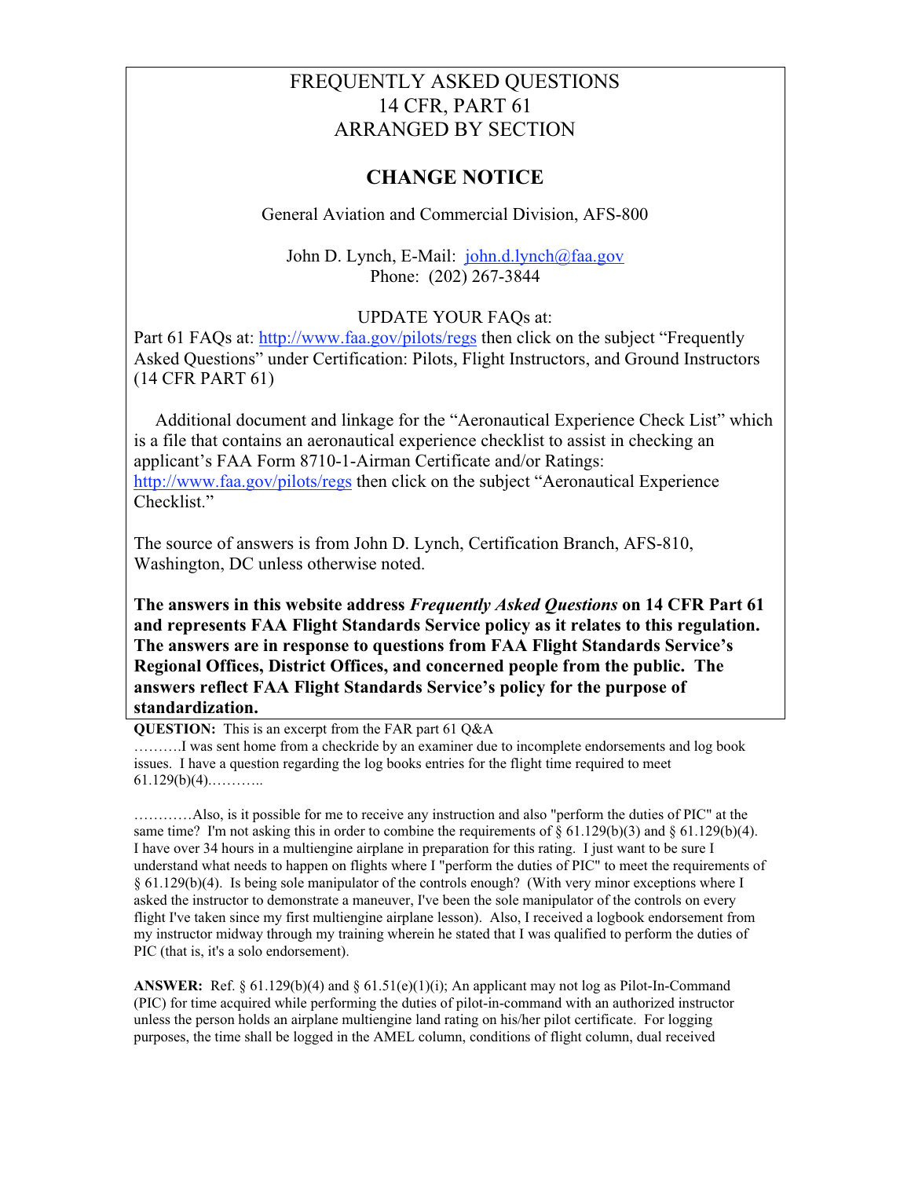# FREQUENTLY ASKED QUESTIONS
# 14 CFR, PART 61
# ARRANGED BY SECTION

## CHANGE NOTICE

General Aviation and Commercial Division, AFS-800

John D. Lynch, E-Mail: john.d.lynch@faa.gov
Phone: (202) 267-3844

UPDATE YOUR FAQs at:
Part 61 FAQs at: http://www.faa.gov/pilots/regs then click on the subject "Frequently Asked Questions" under Certification: Pilots, Flight Instructors, and Ground Instructors (14 CFR PART 61)

Additional document and linkage for the "Aeronautical Experience Check List" which is a file that contains an aeronautical experience checklist to assist in checking an applicant's FAA Form 8710-1-Airman Certificate and/or Ratings: http://www.faa.gov/pilots/regs then click on the subject "Aeronautical Experience Checklist."

The source of answers is from John D. Lynch, Certification Branch, AFS-810, Washington, DC unless otherwise noted.

**The answers in this website address *Frequently Asked Questions* on 14 CFR Part 61 and represents FAA Flight Standards Service policy as it relates to this regulation. The answers are in response to questions from FAA Flight Standards Service's Regional Offices, District Offices, and concerned people from the public. The answers reflect FAA Flight Standards Service's policy for the purpose of standardization.**

**QUESTION:** This is an excerpt from the FAR part 61 Q&A
……….I was sent home from a checkride by an examiner due to incomplete endorsements and log book issues. I have a question regarding the log books entries for the flight time required to meet 61.129(b)(4).………..

…………Also, is it possible for me to receive any instruction and also "perform the duties of PIC" at the same time? I'm not asking this in order to combine the requirements of § 61.129(b)(3) and § 61.129(b)(4). I have over 34 hours in a multiengine airplane in preparation for this rating. I just want to be sure I understand what needs to happen on flights where I "perform the duties of PIC" to meet the requirements of § 61.129(b)(4). Is being sole manipulator of the controls enough? (With very minor exceptions where I asked the instructor to demonstrate a maneuver, I've been the sole manipulator of the controls on every flight I've taken since my first multiengine airplane lesson). Also, I received a logbook endorsement from my instructor midway through my training wherein he stated that I was qualified to perform the duties of PIC (that is, it's a solo endorsement).

**ANSWER:** Ref. § 61.129(b)(4) and § 61.51(e)(1)(i); An applicant may not log as Pilot-In-Command (PIC) for time acquired while performing the duties of pilot-in-command with an authorized instructor unless the person holds an airplane multiengine land rating on his/her pilot certificate. For logging purposes, the time shall be logged in the AMEL column, conditions of flight column, dual received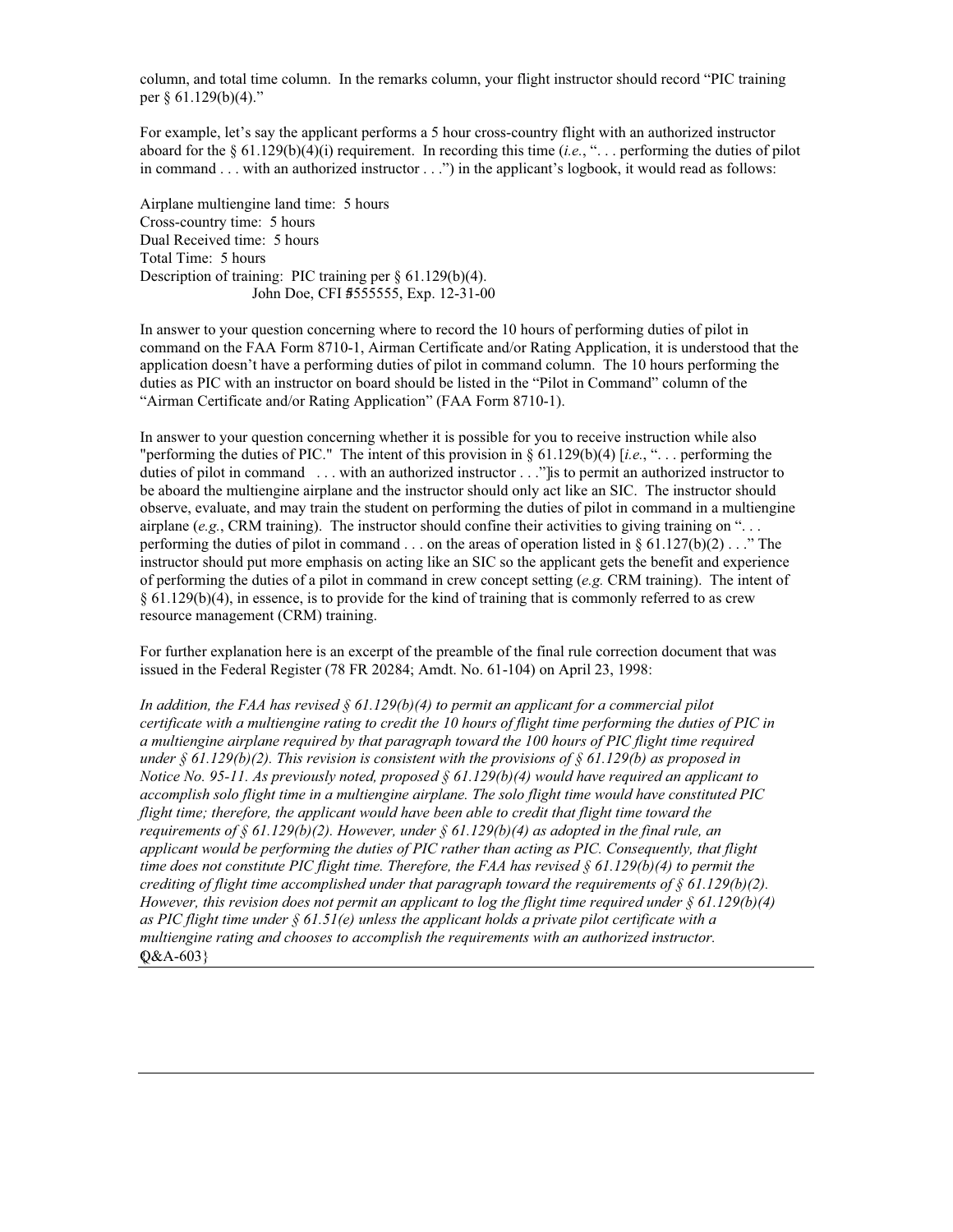column, and total time column. In the remarks column, your flight instructor should record "PIC training per § 61.129(b)(4)."

For example, let's say the applicant performs a 5 hour cross-country flight with an authorized instructor aboard for the § 61.129(b)(4)(i) requirement. In recording this time (*i.e.*, ". . . performing the duties of pilot in command . . . with an authorized instructor . . .") in the applicant's logbook, it would read as follows:

Airplane multiengine land time: 5 hours
Cross-country time: 5 hours
Dual Received time: 5 hours
Total Time: 5 hours
Description of training: PIC training per § 61.129(b)(4).
John Doe, CFI #555555, Exp. 12-31-00

In answer to your question concerning where to record the 10 hours of performing duties of pilot in command on the FAA Form 8710-1, Airman Certificate and/or Rating Application, it is understood that the application doesn't have a performing duties of pilot in command column. The 10 hours performing the duties as PIC with an instructor on board should be listed in the "Pilot in Command" column of the "Airman Certificate and/or Rating Application" (FAA Form 8710-1).

In answer to your question concerning whether it is possible for you to receive instruction while also "performing the duties of PIC." The intent of this provision in § 61.129(b)(4) [*i.e.*, ". . . performing the duties of pilot in command . . . with an authorized instructor . . ."] is to permit an authorized instructor to be aboard the multiengine airplane and the instructor should only act like an SIC. The instructor should observe, evaluate, and may train the student on performing the duties of pilot in command in a multiengine airplane (*e.g.*, CRM training). The instructor should confine their activities to giving training on ". . . performing the duties of pilot in command . . . on the areas of operation listed in § 61.127(b)(2) . . ." The instructor should put more emphasis on acting like an SIC so the applicant gets the benefit and experience of performing the duties of a pilot in command in crew concept setting (*e.g.* CRM training). The intent of § 61.129(b)(4), in essence, is to provide for the kind of training that is commonly referred to as crew resource management (CRM) training.

For further explanation here is an excerpt of the preamble of the final rule correction document that was issued in the Federal Register (78 FR 20284; Amdt. No. 61-104) on April 23, 1998:

*In addition, the FAA has revised § 61.129(b)(4) to permit an applicant for a commercial pilot certificate with a multiengine rating to credit the 10 hours of flight time performing the duties of PIC in a multiengine airplane required by that paragraph toward the 100 hours of PIC flight time required under § 61.129(b)(2). This revision is consistent with the provisions of § 61.129(b) as proposed in Notice No. 95-11. As previously noted, proposed § 61.129(b)(4) would have required an applicant to accomplish solo flight time in a multiengine airplane. The solo flight time would have constituted PIC flight time; therefore, the applicant would have been able to credit that flight time toward the requirements of § 61.129(b)(2). However, under § 61.129(b)(4) as adopted in the final rule, an applicant would be performing the duties of PIC rather than acting as PIC. Consequently, that flight time does not constitute PIC flight time. Therefore, the FAA has revised § 61.129(b)(4) to permit the crediting of flight time accomplished under that paragraph toward the requirements of § 61.129(b)(2). However, this revision does not permit an applicant to log the flight time required under § 61.129(b)(4) as PIC flight time under § 61.51(e) unless the applicant holds a private pilot certificate with a multiengine rating and chooses to accomplish the requirements with an authorized instructor.*
{Q&A-603}